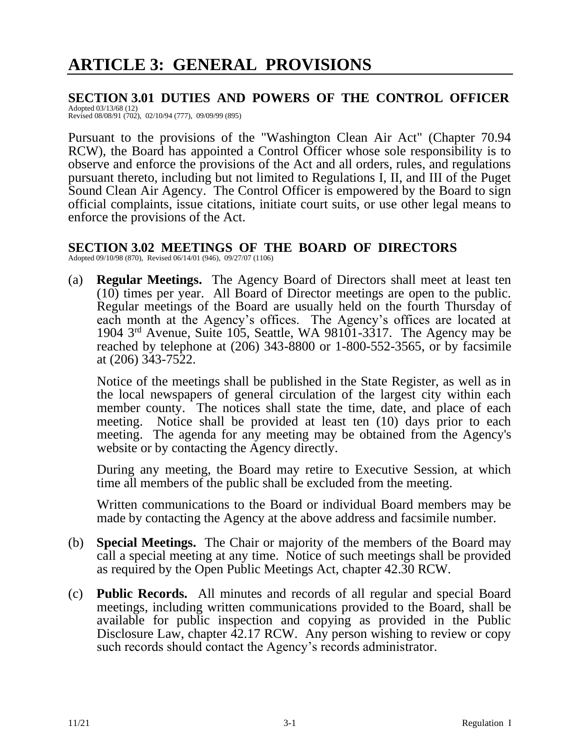# ARTICLE 3: GENERAL PROVISIONS

## SECTION 3.01 DUTIES AND POWERS OF THE CONTROL OFFICER

Adopted 03/13/68 (12)
Revised 08/08/91 (702), 02/10/94 (777), 09/09/99 (895)

Pursuant to the provisions of the "Washington Clean Air Act" (Chapter 70.94 RCW), the Board has appointed a Control Officer whose sole responsibility is to observe and enforce the provisions of the Act and all orders, rules, and regulations pursuant thereto, including but not limited to Regulations I, II, and III of the Puget Sound Clean Air Agency. The Control Officer is empowered by the Board to sign official complaints, issue citations, initiate court suits, or use other legal means to enforce the provisions of the Act.

## SECTION 3.02 MEETINGS OF THE BOARD OF DIRECTORS

Adopted 09/10/98 (870), Revised 06/14/01 (946), 09/27/07 (1106)

(a) **Regular Meetings.** The Agency Board of Directors shall meet at least ten (10) times per year. All Board of Director meetings are open to the public. Regular meetings of the Board are usually held on the fourth Thursday of each month at the Agency's offices. The Agency's offices are located at 1904 3rd Avenue, Suite 105, Seattle, WA 98101-3317. The Agency may be reached by telephone at (206) 343-8800 or 1-800-552-3565, or by facsimile at (206) 343-7522.

Notice of the meetings shall be published in the State Register, as well as in the local newspapers of general circulation of the largest city within each member county. The notices shall state the time, date, and place of each meeting. Notice shall be provided at least ten (10) days prior to each meeting. The agenda for any meeting may be obtained from the Agency's website or by contacting the Agency directly.

During any meeting, the Board may retire to Executive Session, at which time all members of the public shall be excluded from the meeting.

Written communications to the Board or individual Board members may be made by contacting the Agency at the above address and facsimile number.

(b) **Special Meetings.** The Chair or majority of the members of the Board may call a special meeting at any time. Notice of such meetings shall be provided as required by the Open Public Meetings Act, chapter 42.30 RCW.

(c) **Public Records.** All minutes and records of all regular and special Board meetings, including written communications provided to the Board, shall be available for public inspection and copying as provided in the Public Disclosure Law, chapter 42.17 RCW. Any person wishing to review or copy such records should contact the Agency's records administrator.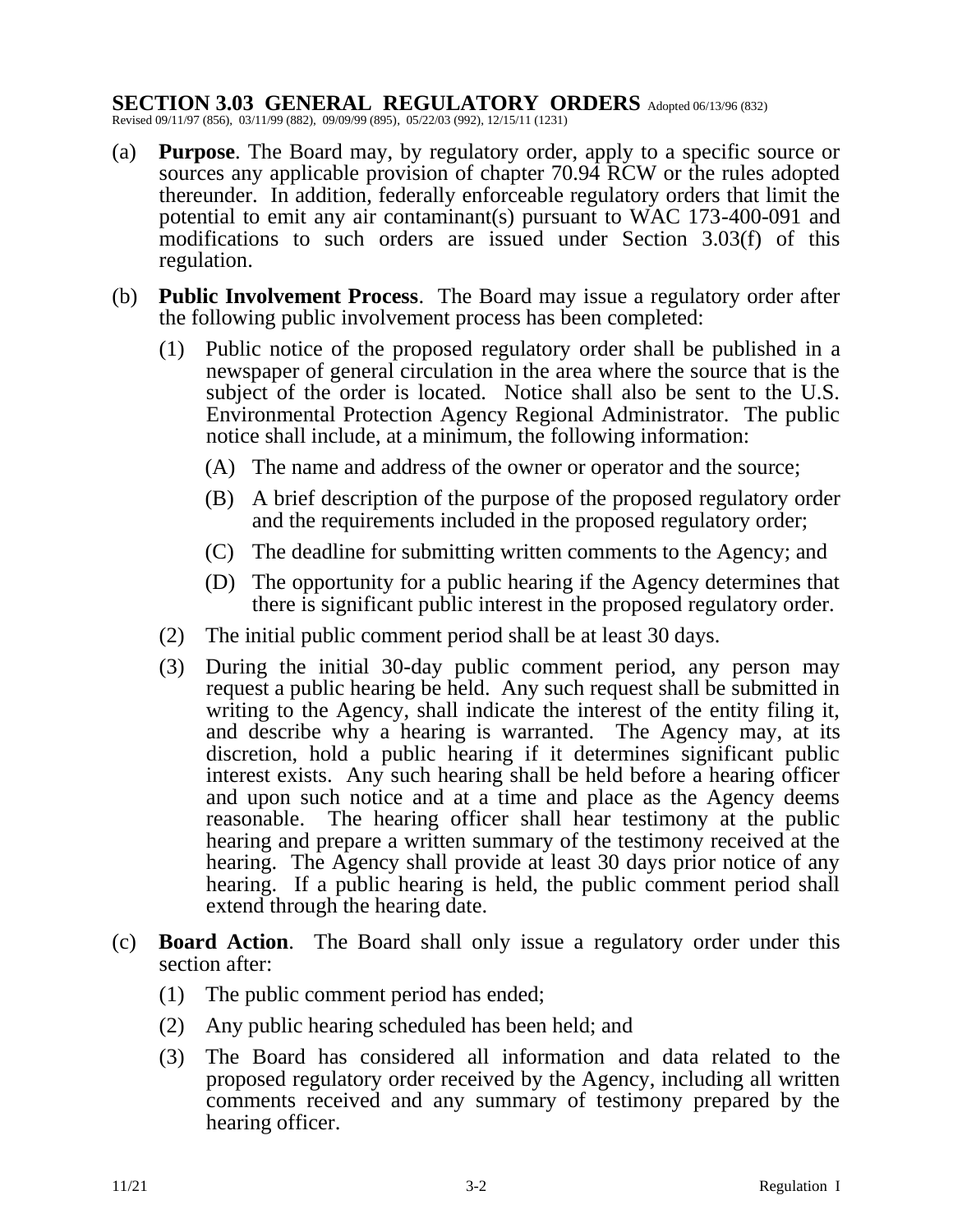## SECTION 3.03 GENERAL REGULATORY ORDERS

Adopted 06/13/96 (832)
Revised 09/11/97 (856), 03/11/99 (882), 09/09/99 (895), 05/22/03 (992), 12/15/11 (1231)

(a) **Purpose**. The Board may, by regulatory order, apply to a specific source or sources any applicable provision of chapter 70.94 RCW or the rules adopted thereunder. In addition, federally enforceable regulatory orders that limit the potential to emit any air contaminant(s) pursuant to WAC 173-400-091 and modifications to such orders are issued under Section 3.03(f) of this regulation.

(b) **Public Involvement Process**. The Board may issue a regulatory order after the following public involvement process has been completed:

(1) Public notice of the proposed regulatory order shall be published in a newspaper of general circulation in the area where the source that is the subject of the order is located. Notice shall also be sent to the U.S. Environmental Protection Agency Regional Administrator. The public notice shall include, at a minimum, the following information:

(A) The name and address of the owner or operator and the source;

(B) A brief description of the purpose of the proposed regulatory order and the requirements included in the proposed regulatory order;

(C) The deadline for submitting written comments to the Agency; and

(D) The opportunity for a public hearing if the Agency determines that there is significant public interest in the proposed regulatory order.

(2) The initial public comment period shall be at least 30 days.

(3) During the initial 30-day public comment period, any person may request a public hearing be held. Any such request shall be submitted in writing to the Agency, shall indicate the interest of the entity filing it, and describe why a hearing is warranted. The Agency may, at its discretion, hold a public hearing if it determines significant public interest exists. Any such hearing shall be held before a hearing officer and upon such notice and at a time and place as the Agency deems reasonable. The hearing officer shall hear testimony at the public hearing and prepare a written summary of the testimony received at the hearing. The Agency shall provide at least 30 days prior notice of any hearing. If a public hearing is held, the public comment period shall extend through the hearing date.

(c) **Board Action**. The Board shall only issue a regulatory order under this section after:

(1) The public comment period has ended;

(2) Any public hearing scheduled has been held; and

(3) The Board has considered all information and data related to the proposed regulatory order received by the Agency, including all written comments received and any summary of testimony prepared by the hearing officer.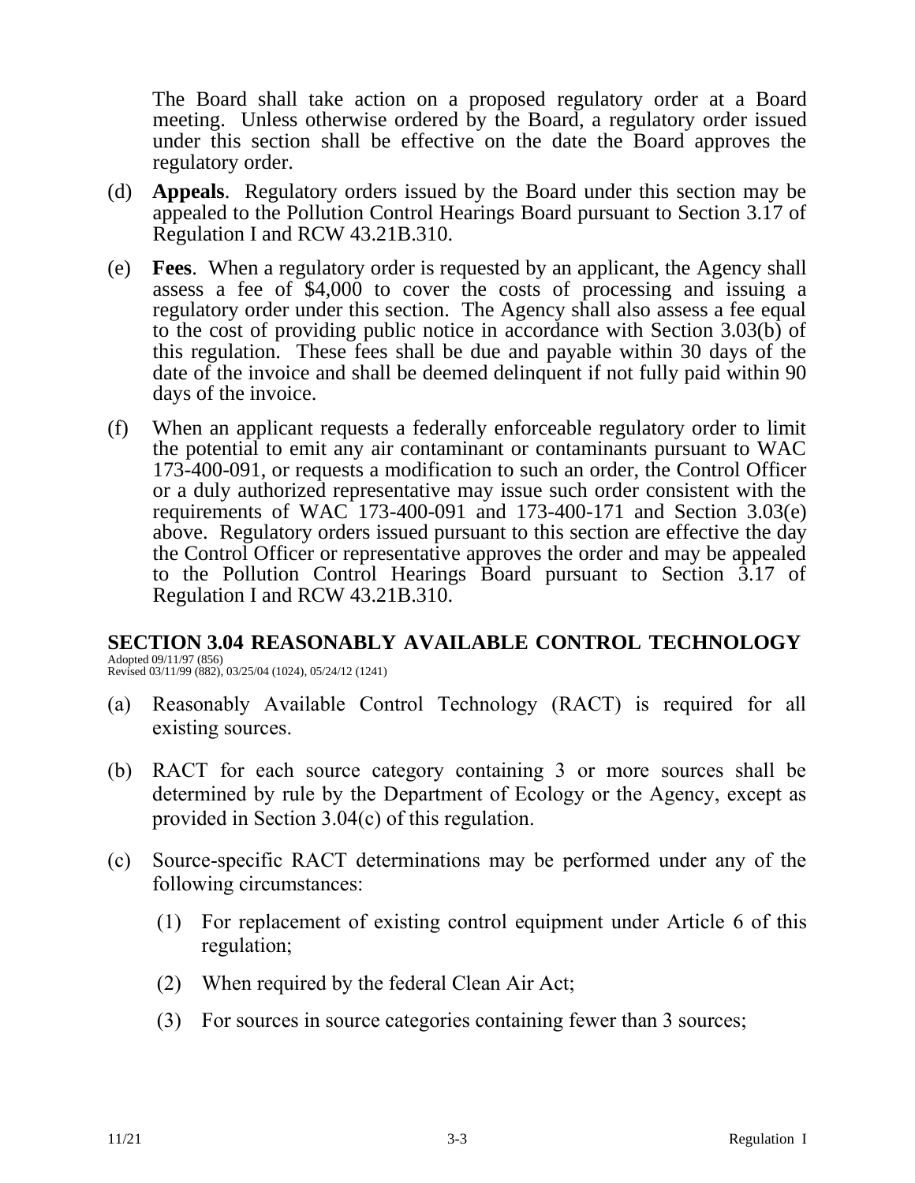The Board shall take action on a proposed regulatory order at a Board meeting. Unless otherwise ordered by the Board, a regulatory order issued under this section shall be effective on the date the Board approves the regulatory order.

(d) **Appeals**. Regulatory orders issued by the Board under this section may be appealed to the Pollution Control Hearings Board pursuant to Section 3.17 of Regulation I and RCW 43.21B.310.

(e) **Fees**. When a regulatory order is requested by an applicant, the Agency shall assess a fee of $4,000 to cover the costs of processing and issuing a regulatory order under this section. The Agency shall also assess a fee equal to the cost of providing public notice in accordance with Section 3.03(b) of this regulation. These fees shall be due and payable within 30 days of the date of the invoice and shall be deemed delinquent if not fully paid within 90 days of the invoice.

(f) When an applicant requests a federally enforceable regulatory order to limit the potential to emit any air contaminant or contaminants pursuant to WAC 173-400-091, or requests a modification to such an order, the Control Officer or a duly authorized representative may issue such order consistent with the requirements of WAC 173-400-091 and 173-400-171 and Section 3.03(e) above. Regulatory orders issued pursuant to this section are effective the day the Control Officer or representative approves the order and may be appealed to the Pollution Control Hearings Board pursuant to Section 3.17 of Regulation I and RCW 43.21B.310.

## SECTION 3.04 REASONABLY AVAILABLE CONTROL TECHNOLOGY

Adopted 09/11/97 (856)
Revised 03/11/99 (882), 03/25/04 (1024), 05/24/12 (1241)

(a) Reasonably Available Control Technology (RACT) is required for all existing sources.

(b) RACT for each source category containing 3 or more sources shall be determined by rule by the Department of Ecology or the Agency, except as provided in Section 3.04(c) of this regulation.

(c) Source-specific RACT determinations may be performed under any of the following circumstances:

  (1) For replacement of existing control equipment under Article 6 of this regulation;

  (2) When required by the federal Clean Air Act;

  (3) For sources in source categories containing fewer than 3 sources;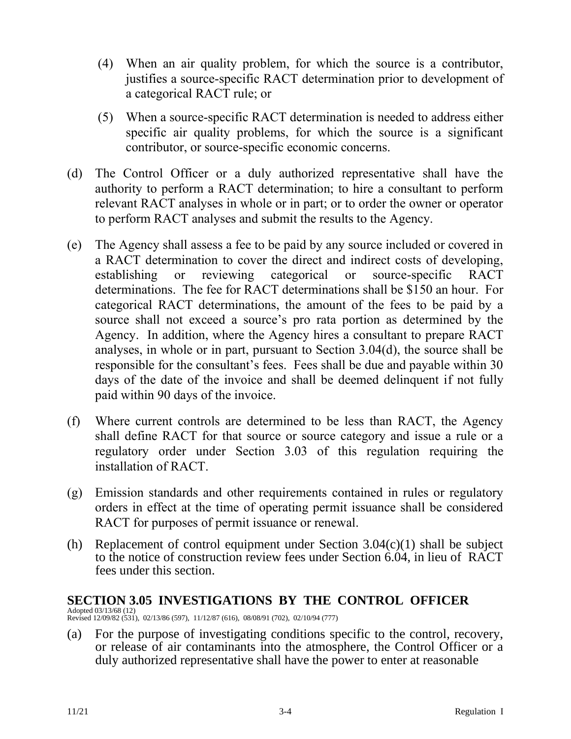(4) When an air quality problem, for which the source is a contributor, justifies a source-specific RACT determination prior to development of a categorical RACT rule; or

(5) When a source-specific RACT determination is needed to address either specific air quality problems, for which the source is a significant contributor, or source-specific economic concerns.

(d) The Control Officer or a duly authorized representative shall have the authority to perform a RACT determination; to hire a consultant to perform relevant RACT analyses in whole or in part; or to order the owner or operator to perform RACT analyses and submit the results to the Agency.

(e) The Agency shall assess a fee to be paid by any source included or covered in a RACT determination to cover the direct and indirect costs of developing, establishing or reviewing categorical or source-specific RACT determinations. The fee for RACT determinations shall be $150 an hour. For categorical RACT determinations, the amount of the fees to be paid by a source shall not exceed a source's pro rata portion as determined by the Agency. In addition, where the Agency hires a consultant to prepare RACT analyses, in whole or in part, pursuant to Section 3.04(d), the source shall be responsible for the consultant's fees. Fees shall be due and payable within 30 days of the date of the invoice and shall be deemed delinquent if not fully paid within 90 days of the invoice.

(f) Where current controls are determined to be less than RACT, the Agency shall define RACT for that source or source category and issue a rule or a regulatory order under Section 3.03 of this regulation requiring the installation of RACT.

(g) Emission standards and other requirements contained in rules or regulatory orders in effect at the time of operating permit issuance shall be considered RACT for purposes of permit issuance or renewal.

(h) Replacement of control equipment under Section 3.04(c)(1) shall be subject to the notice of construction review fees under Section 6.04, in lieu of RACT fees under this section.

## SECTION 3.05 INVESTIGATIONS BY THE CONTROL OFFICER

Adopted 03/13/68 (12)
Revised 12/09/82 (531), 02/13/86 (597), 11/12/87 (616), 08/08/91 (702), 02/10/94 (777)

(a) For the purpose of investigating conditions specific to the control, recovery, or release of air contaminants into the atmosphere, the Control Officer or a duly authorized representative shall have the power to enter at reasonable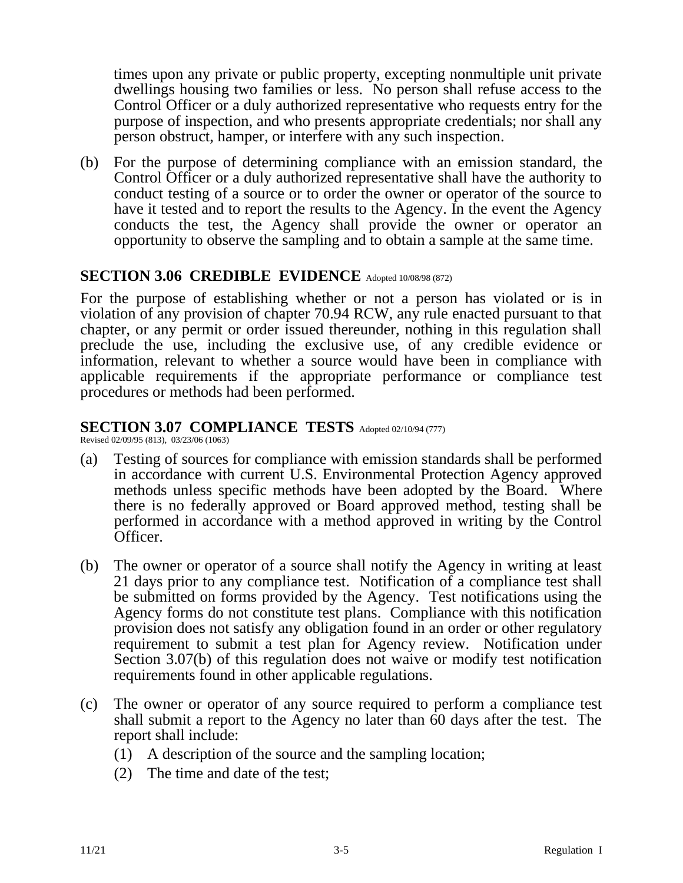times upon any private or public property, excepting nonmultiple unit private dwellings housing two families or less. No person shall refuse access to the Control Officer or a duly authorized representative who requests entry for the purpose of inspection, and who presents appropriate credentials; nor shall any person obstruct, hamper, or interfere with any such inspection.

(b) For the purpose of determining compliance with an emission standard, the Control Officer or a duly authorized representative shall have the authority to conduct testing of a source or to order the owner or operator of the source to have it tested and to report the results to the Agency. In the event the Agency conducts the test, the Agency shall provide the owner or operator an opportunity to observe the sampling and to obtain a sample at the same time.

## SECTION 3.06 CREDIBLE EVIDENCE Adopted 10/08/98 (872)

For the purpose of establishing whether or not a person has violated or is in violation of any provision of chapter 70.94 RCW, any rule enacted pursuant to that chapter, or any permit or order issued thereunder, nothing in this regulation shall preclude the use, including the exclusive use, of any credible evidence or information, relevant to whether a source would have been in compliance with applicable requirements if the appropriate performance or compliance test procedures or methods had been performed.

## SECTION 3.07 COMPLIANCE TESTS Adopted 02/10/94 (777)

Revised 02/09/95 (813), 03/23/06 (1063)

(a) Testing of sources for compliance with emission standards shall be performed in accordance with current U.S. Environmental Protection Agency approved methods unless specific methods have been adopted by the Board. Where there is no federally approved or Board approved method, testing shall be performed in accordance with a method approved in writing by the Control Officer.

(b) The owner or operator of a source shall notify the Agency in writing at least 21 days prior to any compliance test. Notification of a compliance test shall be submitted on forms provided by the Agency. Test notifications using the Agency forms do not constitute test plans. Compliance with this notification provision does not satisfy any obligation found in an order or other regulatory requirement to submit a test plan for Agency review. Notification under Section 3.07(b) of this regulation does not waive or modify test notification requirements found in other applicable regulations.

(c) The owner or operator of any source required to perform a compliance test shall submit a report to the Agency no later than 60 days after the test. The report shall include:

   (1) A description of the source and the sampling location;

   (2) The time and date of the test;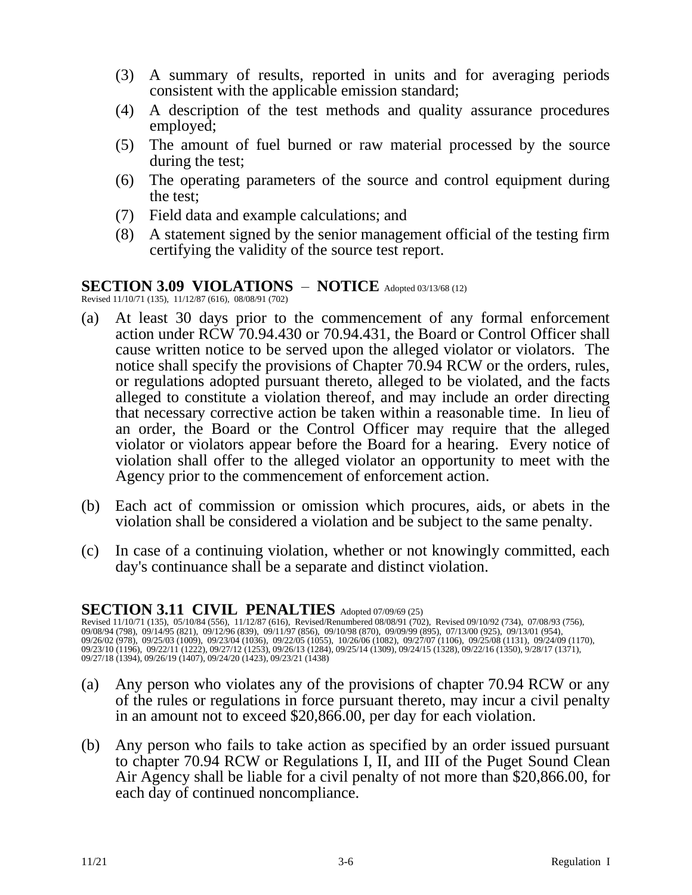(3) A summary of results, reported in units and for averaging periods consistent with the applicable emission standard;

(4) A description of the test methods and quality assurance procedures employed;

(5) The amount of fuel burned or raw material processed by the source during the test;

(6) The operating parameters of the source and control equipment during the test;

(7) Field data and example calculations; and

(8) A statement signed by the senior management official of the testing firm certifying the validity of the source test report.

## SECTION 3.09 VIOLATIONS – NOTICE

Adopted 03/13/68 (12) Revised 11/10/71 (135), 11/12/87 (616), 08/08/91 (702)

(a) At least 30 days prior to the commencement of any formal enforcement action under RCW 70.94.430 or 70.94.431, the Board or Control Officer shall cause written notice to be served upon the alleged violator or violators. The notice shall specify the provisions of Chapter 70.94 RCW or the orders, rules, or regulations adopted pursuant thereto, alleged to be violated, and the facts alleged to constitute a violation thereof, and may include an order directing that necessary corrective action be taken within a reasonable time. In lieu of an order, the Board or the Control Officer may require that the alleged violator or violators appear before the Board for a hearing. Every notice of violation shall offer to the alleged violator an opportunity to meet with the Agency prior to the commencement of enforcement action.

(b) Each act of commission or omission which procures, aids, or abets in the violation shall be considered a violation and be subject to the same penalty.

(c) In case of a continuing violation, whether or not knowingly committed, each day's continuance shall be a separate and distinct violation.

## SECTION 3.11 CIVIL PENALTIES

Adopted 07/09/69 (25) Revised 11/10/71 (135), 05/10/84 (556), 11/12/87 (616), Revised/Renumbered 08/08/91 (702), Revised 09/10/92 (734), 07/08/93 (756), 09/08/94 (798), 09/14/95 (821), 09/12/96 (839), 09/11/97 (856), 09/10/98 (870), 09/09/99 (895), 07/13/00 (925), 09/13/01 (954), 09/26/02 (978), 09/25/03 (1009), 09/23/04 (1036), 09/22/05 (1055), 10/26/06 (1082), 09/27/07 (1106), 09/25/08 (1131), 09/24/09 (1170), 09/23/10 (1196), 09/22/11 (1222), 09/27/12 (1253), 09/26/13 (1284), 09/25/14 (1309), 09/24/15 (1328), 09/22/16 (1350), 9/28/17 (1371), 09/27/18 (1394), 09/26/19 (1407), 09/24/20 (1423), 09/23/21 (1438)

(a) Any person who violates any of the provisions of chapter 70.94 RCW or any of the rules or regulations in force pursuant thereto, may incur a civil penalty in an amount not to exceed $20,866.00, per day for each violation.

(b) Any person who fails to take action as specified by an order issued pursuant to chapter 70.94 RCW or Regulations I, II, and III of the Puget Sound Clean Air Agency shall be liable for a civil penalty of not more than $20,866.00, for each day of continued noncompliance.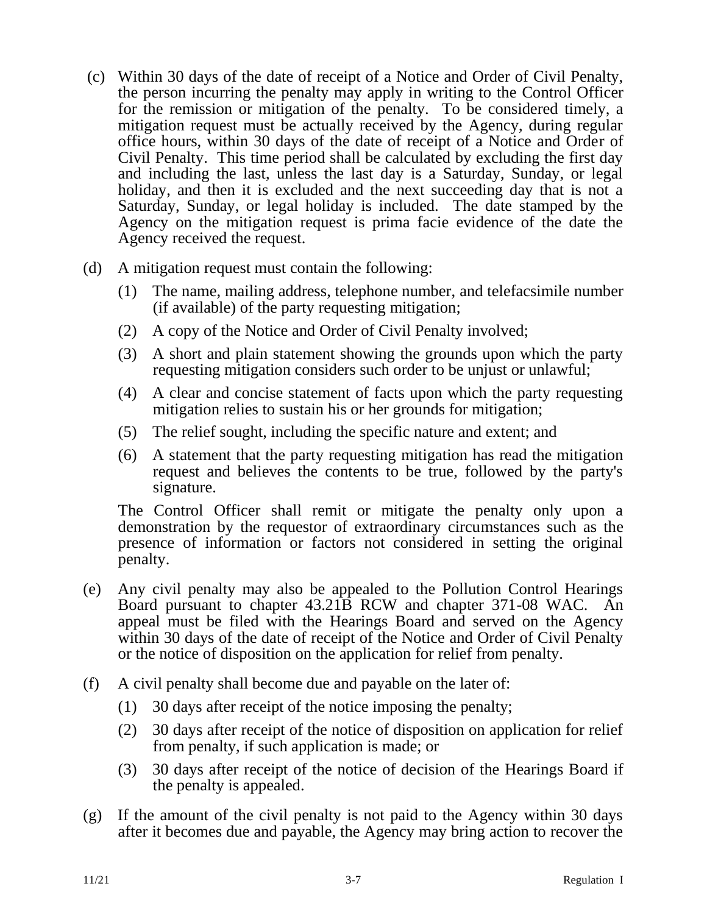(c) Within 30 days of the date of receipt of a Notice and Order of Civil Penalty, the person incurring the penalty may apply in writing to the Control Officer for the remission or mitigation of the penalty. To be considered timely, a mitigation request must be actually received by the Agency, during regular office hours, within 30 days of the date of receipt of a Notice and Order of Civil Penalty. This time period shall be calculated by excluding the first day and including the last, unless the last day is a Saturday, Sunday, or legal holiday, and then it is excluded and the next succeeding day that is not a Saturday, Sunday, or legal holiday is included. The date stamped by the Agency on the mitigation request is prima facie evidence of the date the Agency received the request.

(d) A mitigation request must contain the following:

  (1) The name, mailing address, telephone number, and telefacsimile number (if available) of the party requesting mitigation;

  (2) A copy of the Notice and Order of Civil Penalty involved;

  (3) A short and plain statement showing the grounds upon which the party requesting mitigation considers such order to be unjust or unlawful;

  (4) A clear and concise statement of facts upon which the party requesting mitigation relies to sustain his or her grounds for mitigation;

  (5) The relief sought, including the specific nature and extent; and

  (6) A statement that the party requesting mitigation has read the mitigation request and believes the contents to be true, followed by the party's signature.

  The Control Officer shall remit or mitigate the penalty only upon a demonstration by the requestor of extraordinary circumstances such as the presence of information or factors not considered in setting the original penalty.

(e) Any civil penalty may also be appealed to the Pollution Control Hearings Board pursuant to chapter 43.21B RCW and chapter 371-08 WAC. An appeal must be filed with the Hearings Board and served on the Agency within 30 days of the date of receipt of the Notice and Order of Civil Penalty or the notice of disposition on the application for relief from penalty.

(f) A civil penalty shall become due and payable on the later of:

  (1) 30 days after receipt of the notice imposing the penalty;

  (2) 30 days after receipt of the notice of disposition on application for relief from penalty, if such application is made; or

  (3) 30 days after receipt of the notice of decision of the Hearings Board if the penalty is appealed.

(g) If the amount of the civil penalty is not paid to the Agency within 30 days after it becomes due and payable, the Agency may bring action to recover the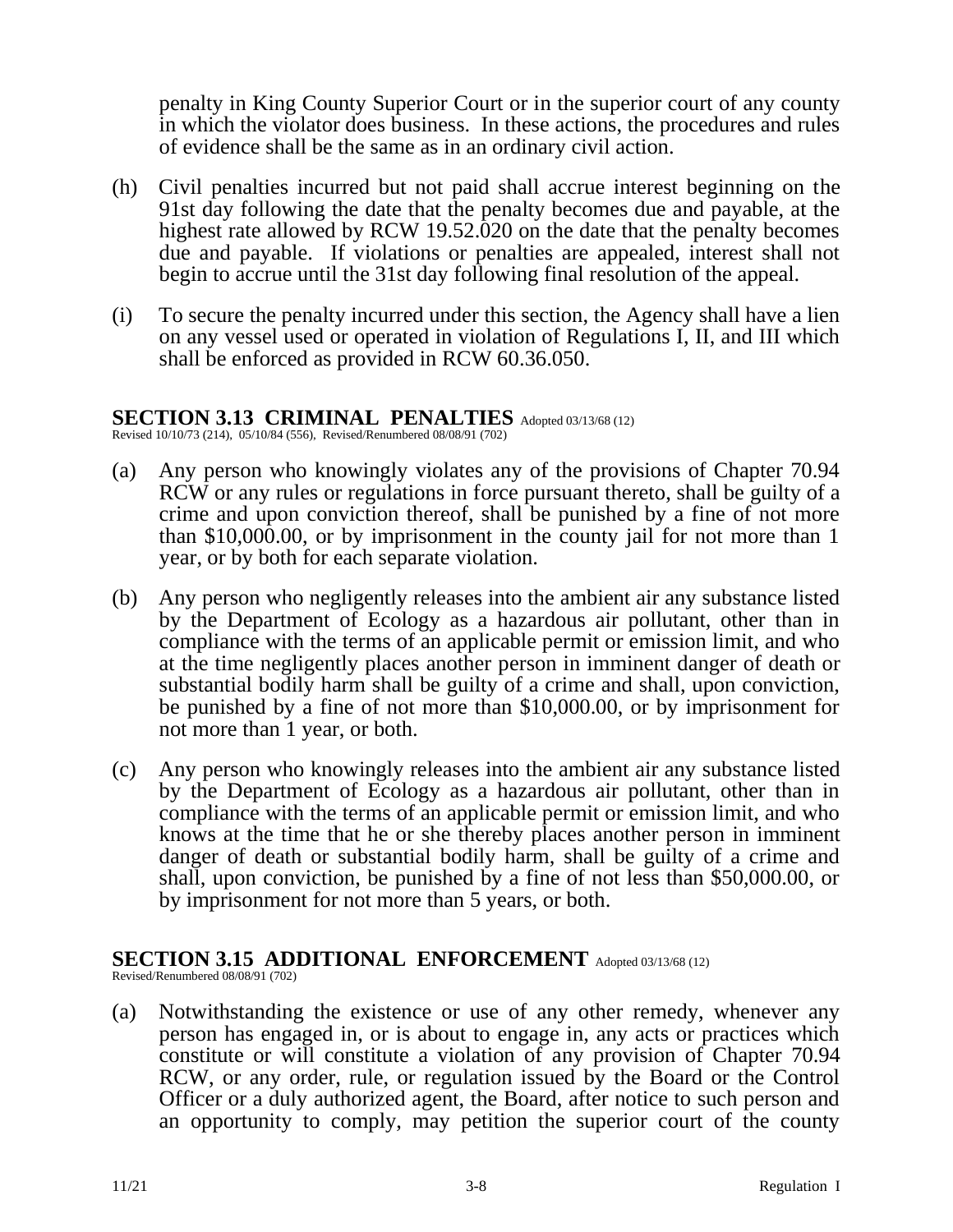penalty in King County Superior Court or in the superior court of any county in which the violator does business. In these actions, the procedures and rules of evidence shall be the same as in an ordinary civil action.

(h) Civil penalties incurred but not paid shall accrue interest beginning on the 91st day following the date that the penalty becomes due and payable, at the highest rate allowed by RCW 19.52.020 on the date that the penalty becomes due and payable. If violations or penalties are appealed, interest shall not begin to accrue until the 31st day following final resolution of the appeal.

(i) To secure the penalty incurred under this section, the Agency shall have a lien on any vessel used or operated in violation of Regulations I, II, and III which shall be enforced as provided in RCW 60.36.050.

## SECTION 3.13 CRIMINAL PENALTIES

Adopted 03/13/68 (12) Revised 10/10/73 (214), 05/10/84 (556), Revised/Renumbered 08/08/91 (702)

(a) Any person who knowingly violates any of the provisions of Chapter 70.94 RCW or any rules or regulations in force pursuant thereto, shall be guilty of a crime and upon conviction thereof, shall be punished by a fine of not more than $10,000.00, or by imprisonment in the county jail for not more than 1 year, or by both for each separate violation.

(b) Any person who negligently releases into the ambient air any substance listed by the Department of Ecology as a hazardous air pollutant, other than in compliance with the terms of an applicable permit or emission limit, and who at the time negligently places another person in imminent danger of death or substantial bodily harm shall be guilty of a crime and shall, upon conviction, be punished by a fine of not more than $10,000.00, or by imprisonment for not more than 1 year, or both.

(c) Any person who knowingly releases into the ambient air any substance listed by the Department of Ecology as a hazardous air pollutant, other than in compliance with the terms of an applicable permit or emission limit, and who knows at the time that he or she thereby places another person in imminent danger of death or substantial bodily harm, shall be guilty of a crime and shall, upon conviction, be punished by a fine of not less than $50,000.00, or by imprisonment for not more than 5 years, or both.

## SECTION 3.15 ADDITIONAL ENFORCEMENT

Adopted 03/13/68 (12) Revised/Renumbered 08/08/91 (702)

(a) Notwithstanding the existence or use of any other remedy, whenever any person has engaged in, or is about to engage in, any acts or practices which constitute or will constitute a violation of any provision of Chapter 70.94 RCW, or any order, rule, or regulation issued by the Board or the Control Officer or a duly authorized agent, the Board, after notice to such person and an opportunity to comply, may petition the superior court of the county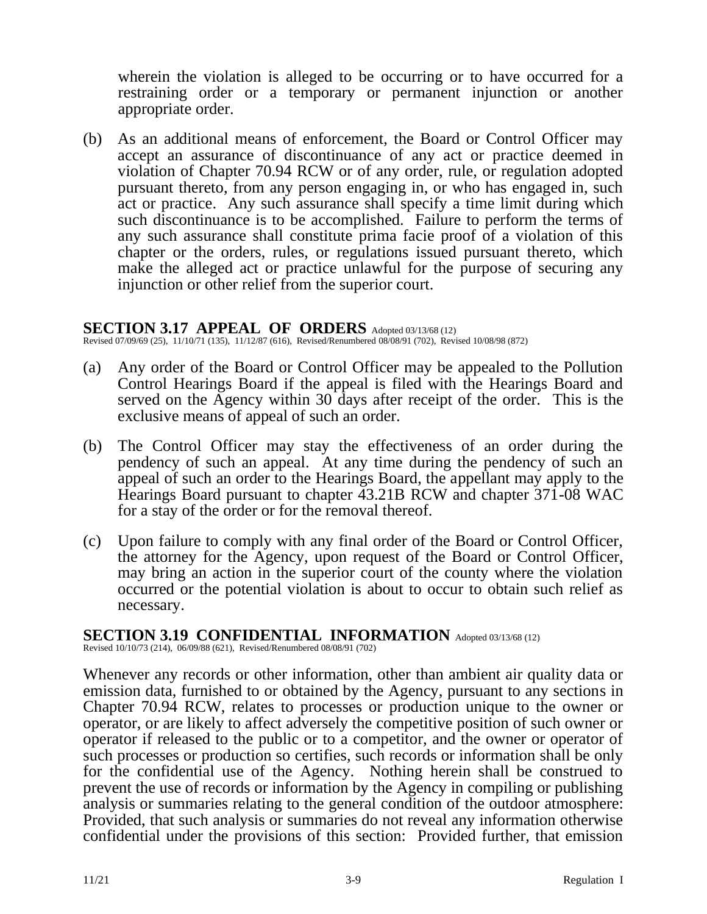wherein the violation is alleged to be occurring or to have occurred for a restraining order or a temporary or permanent injunction or another appropriate order.

(b) As an additional means of enforcement, the Board or Control Officer may accept an assurance of discontinuance of any act or practice deemed in violation of Chapter 70.94 RCW or of any order, rule, or regulation adopted pursuant thereto, from any person engaging in, or who has engaged in, such act or practice. Any such assurance shall specify a time limit during which such discontinuance is to be accomplished. Failure to perform the terms of any such assurance shall constitute prima facie proof of a violation of this chapter or the orders, rules, or regulations issued pursuant thereto, which make the alleged act or practice unlawful for the purpose of securing any injunction or other relief from the superior court.

## SECTION 3.17 APPEAL OF ORDERS

Adopted 03/13/68 (12)
Revised 07/09/69 (25), 11/10/71 (135), 11/12/87 (616), Revised/Renumbered 08/08/91 (702), Revised 10/08/98 (872)

(a) Any order of the Board or Control Officer may be appealed to the Pollution Control Hearings Board if the appeal is filed with the Hearings Board and served on the Agency within 30 days after receipt of the order. This is the exclusive means of appeal of such an order.

(b) The Control Officer may stay the effectiveness of an order during the pendency of such an appeal. At any time during the pendency of such an appeal of such an order to the Hearings Board, the appellant may apply to the Hearings Board pursuant to chapter 43.21B RCW and chapter 371-08 WAC for a stay of the order or for the removal thereof.

(c) Upon failure to comply with any final order of the Board or Control Officer, the attorney for the Agency, upon request of the Board or Control Officer, may bring an action in the superior court of the county where the violation occurred or the potential violation is about to occur to obtain such relief as necessary.

## SECTION 3.19 CONFIDENTIAL INFORMATION

Adopted 03/13/68 (12)
Revised 10/10/73 (214), 06/09/88 (621), Revised/Renumbered 08/08/91 (702)

Whenever any records or other information, other than ambient air quality data or emission data, furnished to or obtained by the Agency, pursuant to any sections in Chapter 70.94 RCW, relates to processes or production unique to the owner or operator, or are likely to affect adversely the competitive position of such owner or operator if released to the public or to a competitor, and the owner or operator of such processes or production so certifies, such records or information shall be only for the confidential use of the Agency. Nothing herein shall be construed to prevent the use of records or information by the Agency in compiling or publishing analysis or summaries relating to the general condition of the outdoor atmosphere: Provided, that such analysis or summaries do not reveal any information otherwise confidential under the provisions of this section: Provided further, that emission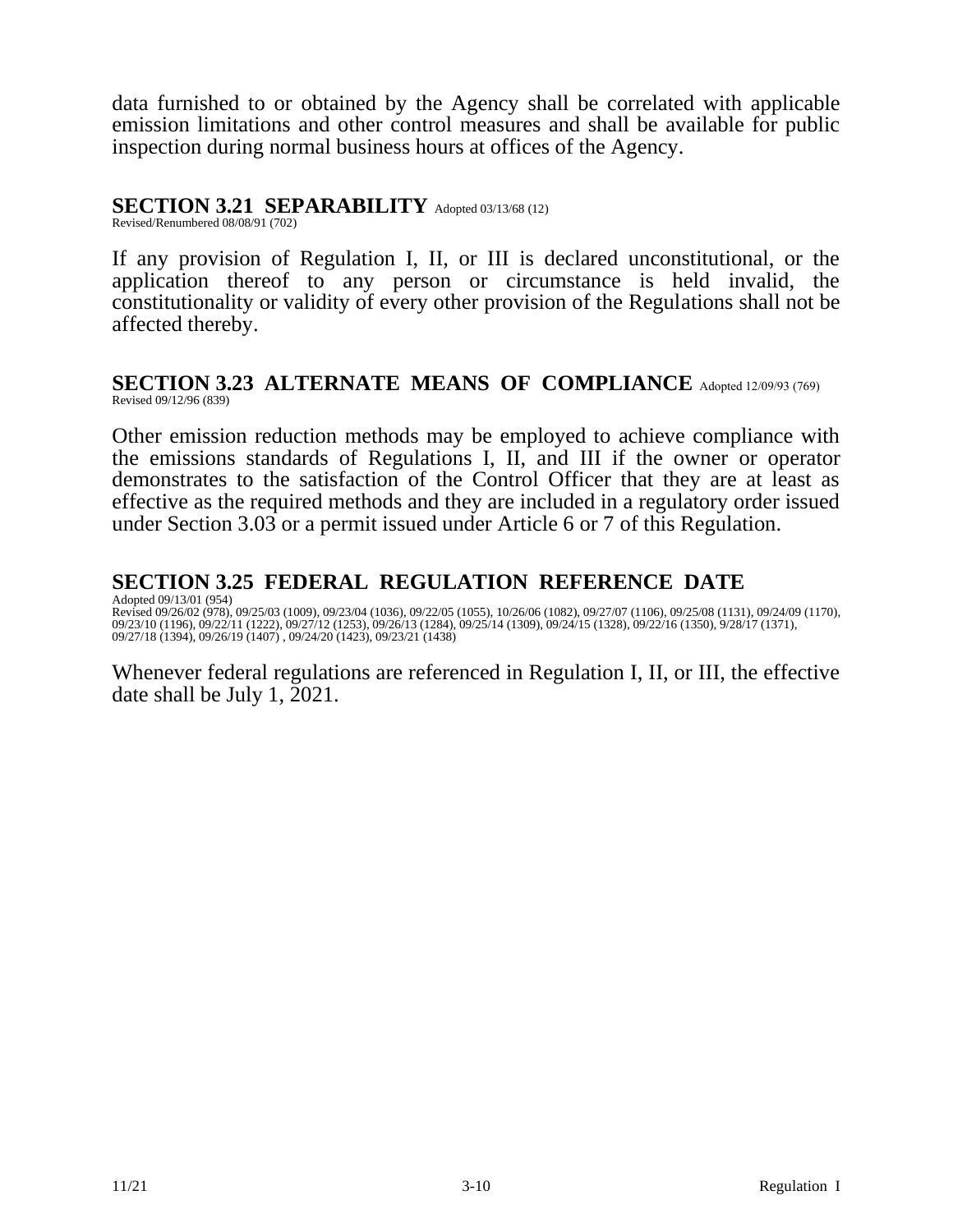data furnished to or obtained by the Agency shall be correlated with applicable emission limitations and other control measures and shall be available for public inspection during normal business hours at offices of the Agency.

## SECTION 3.21 SEPARABILITY Adopted 03/13/68 (12)

Revised/Renumbered 08/08/91 (702)

If any provision of Regulation I, II, or III is declared unconstitutional, or the application thereof to any person or circumstance is held invalid, the constitutionality or validity of every other provision of the Regulations shall not be affected thereby.

## SECTION 3.23 ALTERNATE MEANS OF COMPLIANCE Adopted 12/09/93 (769)

Revised 09/12/96 (839)

Other emission reduction methods may be employed to achieve compliance with the emissions standards of Regulations I, II, and III if the owner or operator demonstrates to the satisfaction of the Control Officer that they are at least as effective as the required methods and they are included in a regulatory order issued under Section 3.03 or a permit issued under Article 6 or 7 of this Regulation.

## SECTION 3.25 FEDERAL REGULATION REFERENCE DATE

Adopted 09/13/01 (954)
Revised 09/26/02 (978), 09/25/03 (1009), 09/23/04 (1036), 09/22/05 (1055), 10/26/06 (1082), 09/27/07 (1106), 09/25/08 (1131), 09/24/09 (1170), 09/23/10 (1196), 09/22/11 (1222), 09/27/12 (1253), 09/26/13 (1284), 09/25/14 (1309), 09/24/15 (1328), 09/22/16 (1350), 9/28/17 (1371), 09/27/18 (1394), 09/26/19 (1407) , 09/24/20 (1423), 09/23/21 (1438)

Whenever federal regulations are referenced in Regulation I, II, or III, the effective date shall be July 1, 2021.